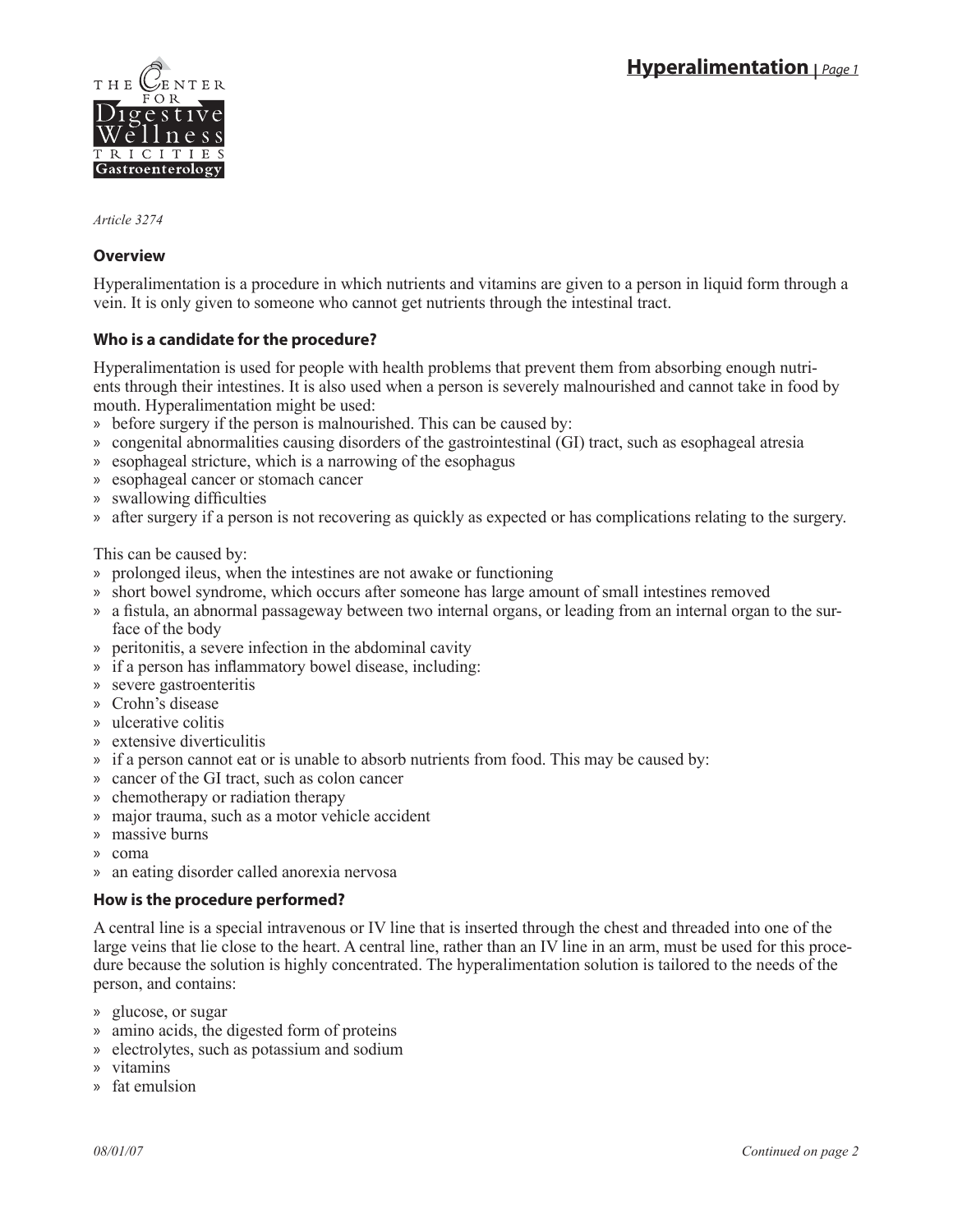# Hyperalimentation

*Article 3274*

## Overview

Hyperalimentation is a procedure in which nutrients and vitamins are given to a person in liquid form through a vein. It is only given to someone who cannot get nutrients through the intestinal tract.

## Who is a candidate for the procedure?

Hyperalimentation is used for people with health problems that prevent them from absorbing enough nutrients through their intestines. It is also used when a person is severely malnourished and cannot take in food by mouth. Hyperalimentation might be used:

- before surgery if the person is malnourished. This can be caused by:
- congenital abnormalities causing disorders of the gastrointestinal (GI) tract, such as esophageal atresia
- esophageal stricture, which is a narrowing of the esophagus
- esophageal cancer or stomach cancer
- swallowing difficulties
- after surgery if a person is not recovering as quickly as expected or has complications relating to the surgery.

This can be caused by:

- prolonged ileus, when the intestines are not awake or functioning
- short bowel syndrome, which occurs after someone has large amount of small intestines removed
- a fistula, an abnormal passageway between two internal organs, or leading from an internal organ to the surface of the body
- peritonitis, a severe infection in the abdominal cavity
- if a person has inflammatory bowel disease, including:
- severe gastroenteritis
- Crohn's disease
- ulcerative colitis
- extensive diverticulitis
- if a person cannot eat or is unable to absorb nutrients from food. This may be caused by:
- cancer of the GI tract, such as colon cancer
- chemotherapy or radiation therapy
- major trauma, such as a motor vehicle accident
- massive burns
- coma
- an eating disorder called anorexia nervosa

## How is the procedure performed?

A central line is a special intravenous or IV line that is inserted through the chest and threaded into one of the large veins that lie close to the heart. A central line, rather than an IV line in an arm, must be used for this procedure because the solution is highly concentrated. The hyperalimentation solution is tailored to the needs of the person, and contains:

- glucose, or sugar
- amino acids, the digested form of proteins
- electrolytes, such as potassium and sodium
- vitamins
- fat emulsion

*08/01/07*

*Continued on page 2*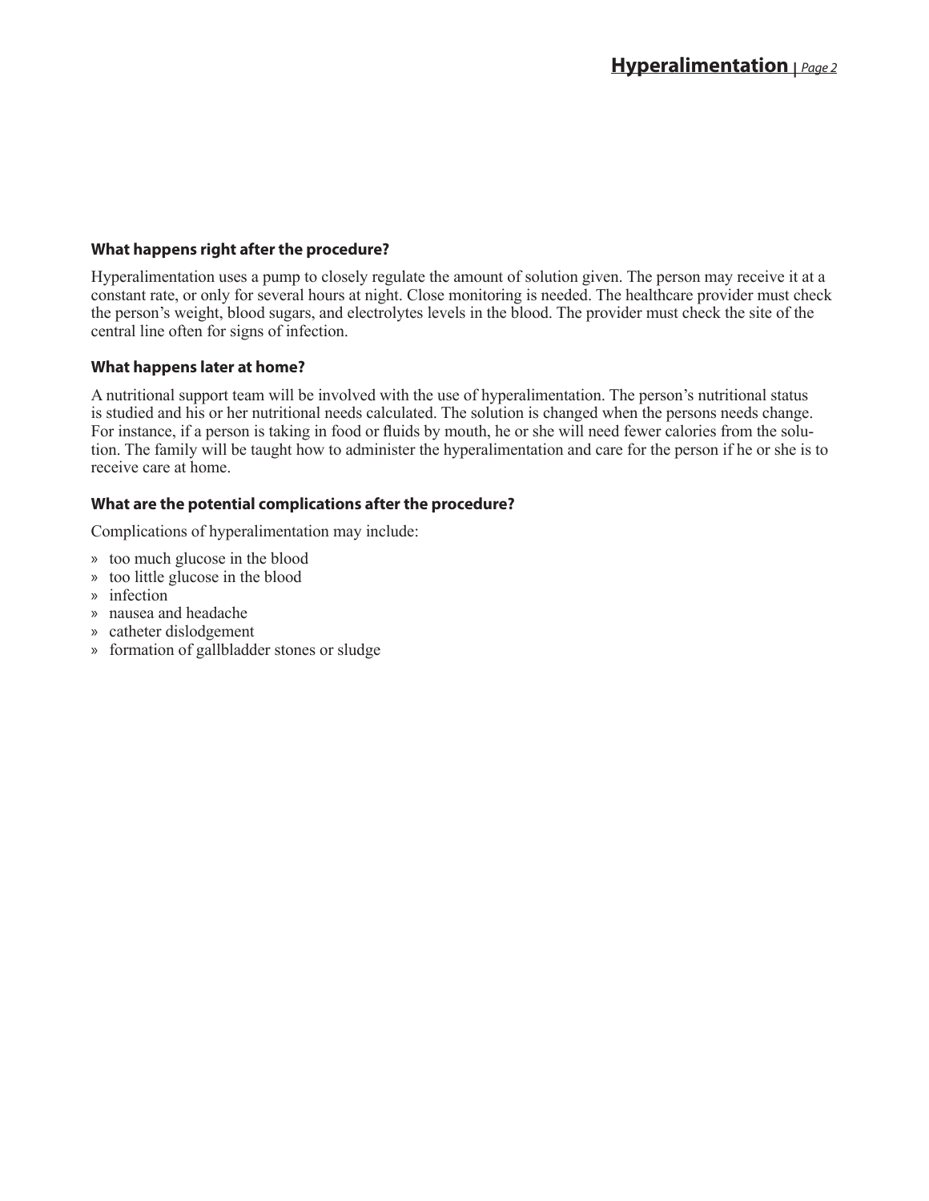### What happens right after the procedure?

Hyperalimentation uses a pump to closely regulate the amount of solution given. The person may receive it at a constant rate, or only for several hours at night. Close monitoring is needed. The healthcare provider must check the person's weight, blood sugars, and electrolytes levels in the blood. The provider must check the site of the central line often for signs of infection.

### What happens later at home?

A nutritional support team will be involved with the use of hyperalimentation. The person's nutritional status is studied and his or her nutritional needs calculated. The solution is changed when the persons needs change. For instance, if a person is taking in food or fluids by mouth, he or she will need fewer calories from the solution. The family will be taught how to administer the hyperalimentation and care for the person if he or she is to receive care at home.

### What are the potential complications after the procedure?

Complications of hyperalimentation may include:

- too much glucose in the blood
- too little glucose in the blood
- infection
- nausea and headache
- catheter dislodgement
- formation of gallbladder stones or sludge